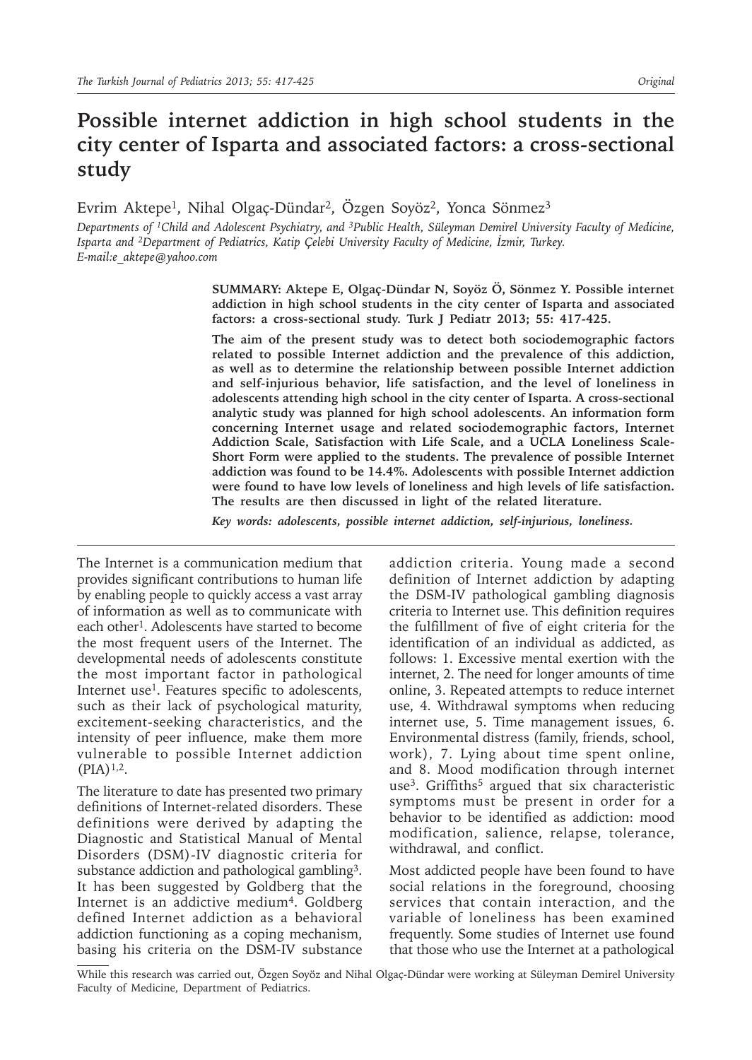# Possible internet addiction in high school students in the city center of Isparta and associated factors: a cross-sectional study

Evrim Aktepe[1], Nihal Olgaç-Dündar[2], Özgen Soyöz[2], Yonca Sönmez[3]

*Departments of [1]Child and Adolescent Psychiatry, and [3]Public Health, Süleyman Demirel University Faculty of Medicine, Isparta and [2]Department of Pediatrics, Katip Çelebi University Faculty of Medicine, İzmir, Turkey.*
*E-mail:e_aktepe@yahoo.com*

**SUMMARY: Aktepe E, Olgaç-Dündar N, Soyöz Ö, Sönmez Y. Possible internet addiction in high school students in the city center of Isparta and associated factors: a cross-sectional study. Turk J Pediatr 2013; 55: 417-425.**

**The aim of the present study was to detect both sociodemographic factors related to possible Internet addiction and the prevalence of this addiction, as well as to determine the relationship between possible Internet addiction and self-injurious behavior, life satisfaction, and the level of loneliness in adolescents attending high school in the city center of Isparta. A cross-sectional analytic study was planned for high school adolescents. An information form concerning Internet usage and related sociodemographic factors, Internet Addiction Scale, Satisfaction with Life Scale, and a UCLA Loneliness Scale-Short Form were applied to the students. The prevalence of possible Internet addiction was found to be 14.4%. Adolescents with possible Internet addiction were found to have low levels of loneliness and high levels of life satisfaction. The results are then discussed in light of the related literature.**

*Key words: adolescents, possible internet addiction, self-injurious, loneliness.*

---

The Internet is a communication medium that provides significant contributions to human life by enabling people to quickly access a vast array of information as well as to communicate with each other[1]. Adolescents have started to become the most frequent users of the Internet. The developmental needs of adolescents constitute the most important factor in pathological Internet use[1]. Features specific to adolescents, such as their lack of psychological maturity, excitement-seeking characteristics, and the intensity of peer influence, make them more vulnerable to possible Internet addiction (PIA)[1,2].

The literature to date has presented two primary definitions of Internet-related disorders. These definitions were derived by adapting the Diagnostic and Statistical Manual of Mental Disorders (DSM)-IV diagnostic criteria for substance addiction and pathological gambling[3]. It has been suggested by Goldberg that the Internet is an addictive medium[4]. Goldberg defined Internet addiction as a behavioral addiction functioning as a coping mechanism, basing his criteria on the DSM-IV substance addiction criteria. Young made a second definition of Internet addiction by adapting the DSM-IV pathological gambling diagnosis criteria to Internet use. This definition requires the fulfillment of five of eight criteria for the identification of an individual as addicted, as follows: 1. Excessive mental exertion with the internet, 2. The need for longer amounts of time online, 3. Repeated attempts to reduce internet use, 4. Withdrawal symptoms when reducing internet use, 5. Time management issues, 6. Environmental distress (family, friends, school, work), 7. Lying about time spent online, and 8. Mood modification through internet use[3]. Griffiths[5] argued that six characteristic symptoms must be present in order for a behavior to be identified as addiction: mood modification, salience, relapse, tolerance, withdrawal, and conflict.

Most addicted people have been found to have social relations in the foreground, choosing services that contain interaction, and the variable of loneliness has been examined frequently. Some studies of Internet use found that those who use the Internet at a pathological

---

While this research was carried out, Özgen Soyöz and Nihal Olgaç-Dündar were working at Süleyman Demirel University Faculty of Medicine, Department of Pediatrics.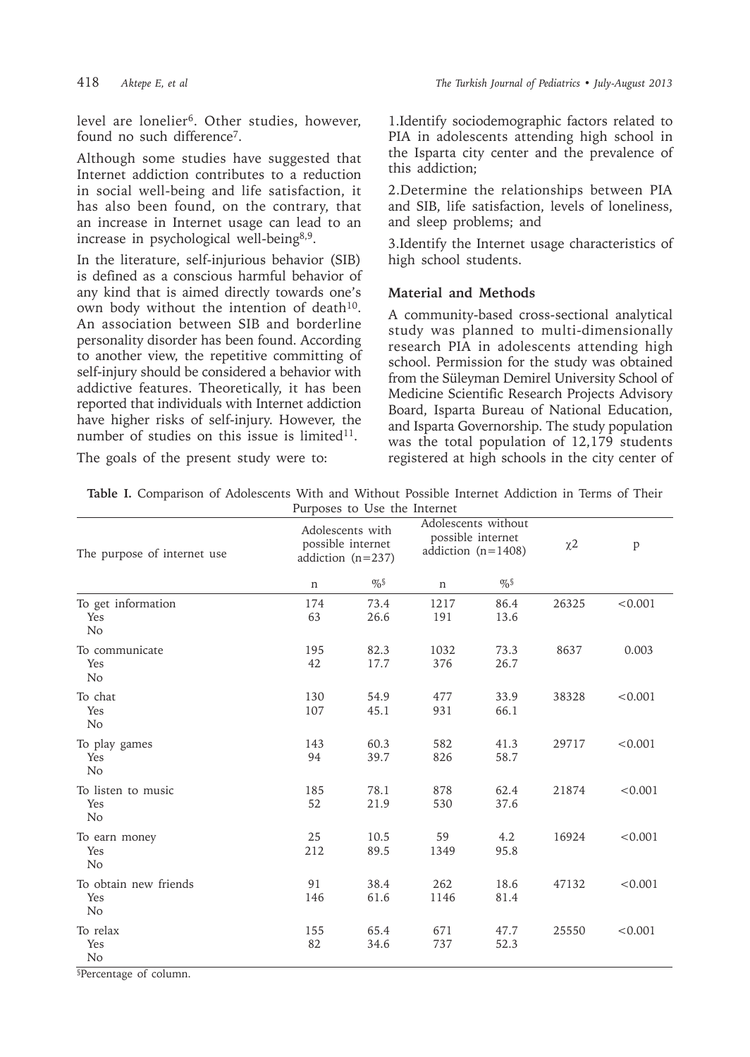level are lonelier[6]. Other studies, however, found no such difference[7].

Although some studies have suggested that Internet addiction contributes to a reduction in social well-being and life satisfaction, it has also been found, on the contrary, that an increase in Internet usage can lead to an increase in psychological well-being[8,9].

In the literature, self-injurious behavior (SIB) is defined as a conscious harmful behavior of any kind that is aimed directly towards one's own body without the intention of death[10]. An association between SIB and borderline personality disorder has been found. According to another view, the repetitive committing of self-injury should be considered a behavior with addictive features. Theoretically, it has been reported that individuals with Internet addiction have higher risks of self-injury. However, the number of studies on this issue is limited[11].

The goals of the present study were to:

1. Identify sociodemographic factors related to PIA in adolescents attending high school in the Isparta city center and the prevalence of this addiction;

2. Determine the relationships between PIA and SIB, life satisfaction, levels of loneliness, and sleep problems; and

3. Identify the Internet usage characteristics of high school students.

## Material and Methods

A community-based cross-sectional analytical study was planned to multi-dimensionally research PIA in adolescents attending high school. Permission for the study was obtained from the Süleyman Demirel University School of Medicine Scientific Research Projects Advisory Board, Isparta Bureau of National Education, and Isparta Governorship. The study population was the total population of 12,179 students registered at high schools in the city center of

**Table I.** Comparison of Adolescents With and Without Possible Internet Addiction in Terms of Their Purposes to Use the Internet

| The purpose of internet use | Adolescents with possible internet addiction (n=237) | | Adolescents without possible internet addiction (n=1408) | | $\chi 2$ | p |
|---|---|---|---|---|---|---|
| | n | %§ | n | %§ | | |
| To get information | | | | | 26325 | <0.001 |
| Yes | 174 | 73.4 | 1217 | 86.4 | | |
| No | 63 | 26.6 | 191 | 13.6 | | |
| To communicate | | | | | 8637 | 0.003 |
| Yes | 195 | 82.3 | 1032 | 73.3 | | |
| No | 42 | 17.7 | 376 | 26.7 | | |
| To chat | | | | | 38328 | <0.001 |
| Yes | 130 | 54.9 | 477 | 33.9 | | |
| No | 107 | 45.1 | 931 | 66.1 | | |
| To play games | | | | | 29717 | <0.001 |
| Yes | 143 | 60.3 | 582 | 41.3 | | |
| No | 94 | 39.7 | 826 | 58.7 | | |
| To listen to music | | | | | 21874 | <0.001 |
| Yes | 185 | 78.1 | 878 | 62.4 | | |
| No | 52 | 21.9 | 530 | 37.6 | | |
| To earn money | | | | | 16924 | <0.001 |
| Yes | 25 | 10.5 | 59 | 4.2 | | |
| No | 212 | 89.5 | 1349 | 95.8 | | |
| To obtain new friends | | | | | 47132 | <0.001 |
| Yes | 91 | 38.4 | 262 | 18.6 | | |
| No | 146 | 61.6 | 1146 | 81.4 | | |
| To relax | | | | | 25550 | <0.001 |
| Yes | 155 | 65.4 | 671 | 47.7 | | |
| No | 82 | 34.6 | 737 | 52.3 | | |

§Percentage of column.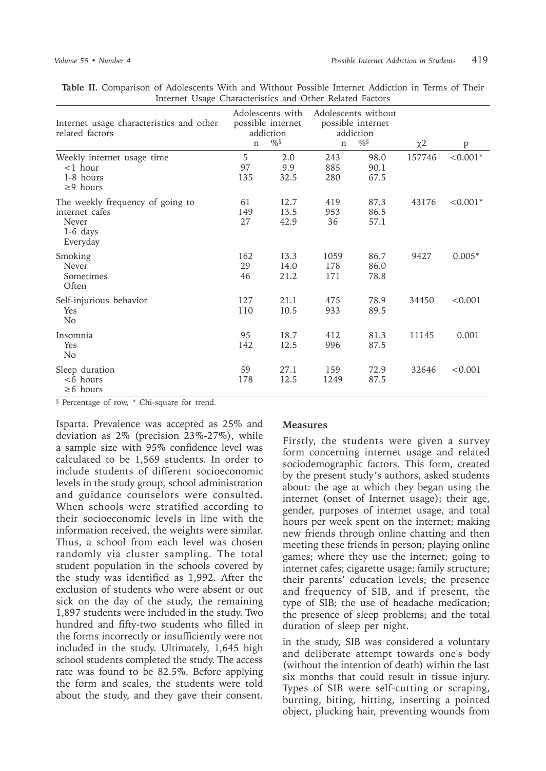**Table II.** Comparison of Adolescents With and Without Possible Internet Addiction in Terms of Their Internet Usage Characteristics and Other Related Factors

| Internet usage characteristics and other related factors | Adolescents with possible internet addiction | | Adolescents without possible internet addiction | | $\chi 2$ | p |
|---|---|---|---|---|---|---|
| | n | %[§] | n | %[§] | | |
| Weekly internet usage time | | | | | 157746 | <0.001* |
| <1 hour | 5 | 2.0 | 243 | 98.0 | | |
| 1-8 hours | 97 | 9.9 | 885 | 90.1 | | |
| ≥9 hours | 135 | 32.5 | 280 | 67.5 | | |
| The weekly frequency of going to internet cafes | | | | | 43176 | <0.001* |
| Never | 61 | 12.7 | 419 | 87.3 | | |
| 1-6 days | 149 | 13.5 | 953 | 86.5 | | |
| Everyday | 27 | 42.9 | 36 | 57.1 | | |
| Smoking | | | | | 9427 | 0.005* |
| Never | 162 | 13.3 | 1059 | 86.7 | | |
| Sometimes | 29 | 14.0 | 178 | 86.0 | | |
| Often | 46 | 21.2 | 171 | 78.8 | | |
| Self-injurious behavior | | | | | 34450 | <0.001 |
| Yes | 127 | 21.1 | 475 | 78.9 | | |
| No | 110 | 10.5 | 933 | 89.5 | | |
| Insomnia | | | | | 11145 | 0.001 |
| Yes | 95 | 18.7 | 412 | 81.3 | | |
| No | 142 | 12.5 | 996 | 87.5 | | |
| Sleep duration | | | | | 32646 | <0.001 |
| <6 hours | 59 | 27.1 | 159 | 72.9 | | |
| ≥6 hours | 178 | 12.5 | 1249 | 87.5 | | |

[§] Percentage of row, * Chi-square for trend.

Isparta. Prevalence was accepted as 25% and deviation as 2% (precision 23%-27%), while a sample size with 95% confidence level was calculated to be 1,569 students. In order to include students of different socioeconomic levels in the study group, school administration and guidance counselors were consulted. When schools were stratified according to their socioeconomic levels in line with the information received, the weights were similar. Thus, a school from each level was chosen randomly via cluster sampling. The total student population in the schools covered by the study was identified as 1,992. After the exclusion of students who were absent or out sick on the day of the study, the remaining 1,897 students were included in the study. Two hundred and fifty-two students who filled in the forms incorrectly or insufficiently were not included in the study. Ultimately, 1,645 high school students completed the study. The access rate was found to be 82.5%. Before applying the form and scales, the students were told about the study, and they gave their consent.

### Measures

Firstly, the students were given a survey form concerning internet usage and related sociodemographic factors. This form, created by the present study's authors, asked students about: the age at which they began using the internet (onset of Internet usage); their age, gender, purposes of internet usage, and total hours per week spent on the internet; making new friends through online chatting and then meeting these friends in person; playing online games; where they use the internet; going to internet cafes; cigarette usage; family structure; their parents' education levels; the presence and frequency of SIB, and if present, the type of SIB; the use of headache medication; the presence of sleep problems; and the total duration of sleep per night.

in the study, SIB was considered a voluntary and deliberate attempt towards one's body (without the intention of death) within the last six months that could result in tissue injury. Types of SIB were self-cutting or scraping, burning, biting, hitting, inserting a pointed object, plucking hair, preventing wounds from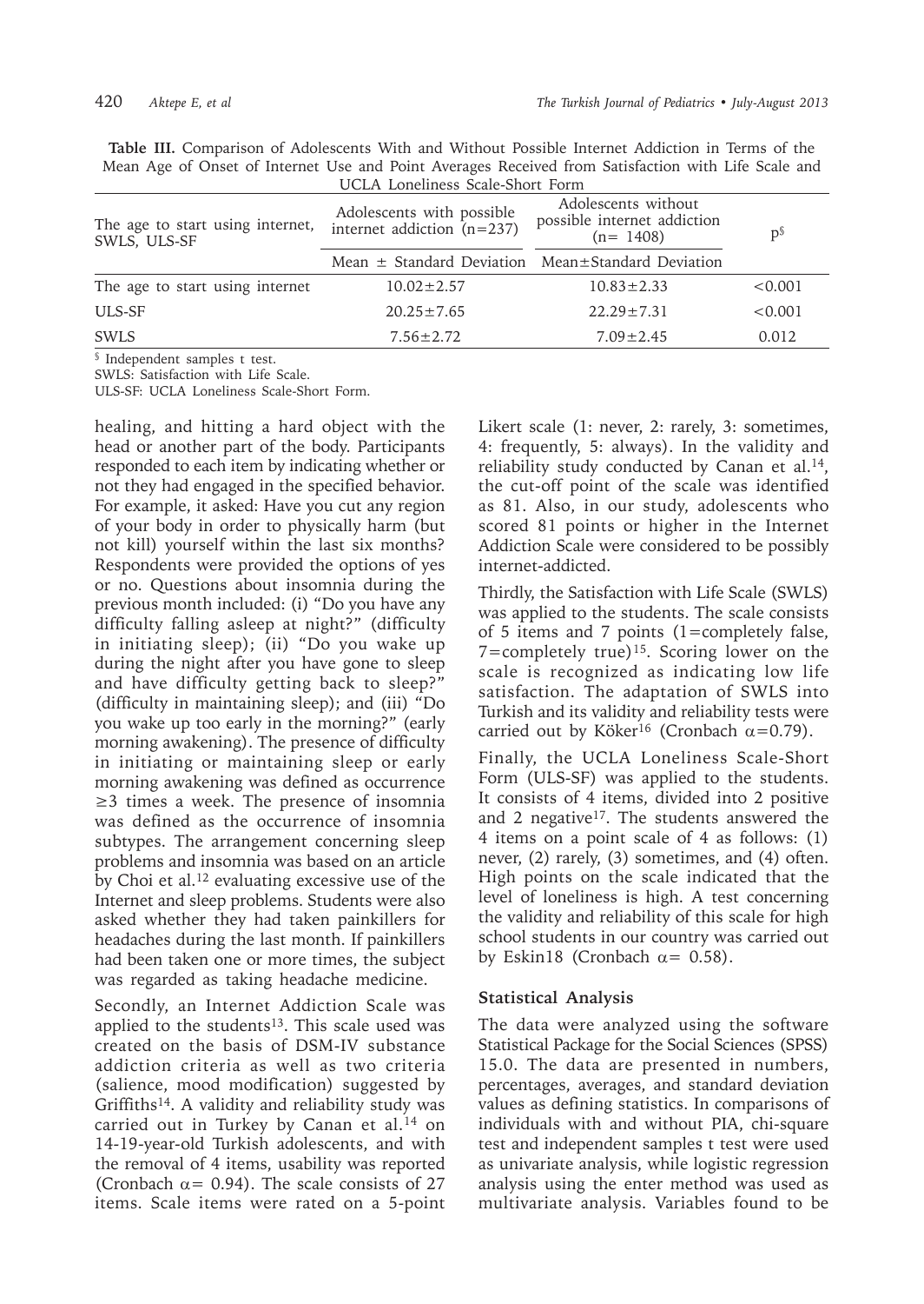**Table III.** Comparison of Adolescents With and Without Possible Internet Addiction in Terms of the Mean Age of Onset of Internet Use and Point Averages Received from Satisfaction with Life Scale and UCLA Loneliness Scale-Short Form

| The age to start using internet, SWLS, ULS-SF | Adolescents with possible internet addiction (n=237) | Adolescents without possible internet addiction (n= 1408) | p[§] |
|---|---|---|---|
| | Mean ± Standard Deviation | Mean±Standard Deviation | |
| The age to start using internet | 10.02±2.57 | 10.83±2.33 | <0.001 |
| ULS-SF | 20.25±7.65 | 22.29±7.31 | <0.001 |
| SWLS | 7.56±2.72 | 7.09±2.45 | 0.012 |

[§] Independent samples t test.
SWLS: Satisfaction with Life Scale.
ULS-SF: UCLA Loneliness Scale-Short Form.

healing, and hitting a hard object with the head or another part of the body. Participants responded to each item by indicating whether or not they had engaged in the specified behavior. For example, it asked: Have you cut any region of your body in order to physically harm (but not kill) yourself within the last six months? Respondents were provided the options of yes or no. Questions about insomnia during the previous month included: (i) "Do you have any difficulty falling asleep at night?" (difficulty in initiating sleep); (ii) "Do you wake up during the night after you have gone to sleep and have difficulty getting back to sleep?" (difficulty in maintaining sleep); and (iii) "Do you wake up too early in the morning?" (early morning awakening). The presence of difficulty in initiating or maintaining sleep or early morning awakening was defined as occurrence ≥3 times a week. The presence of insomnia was defined as the occurrence of insomnia subtypes. The arrangement concerning sleep problems and insomnia was based on an article by Choi et al.[12] evaluating excessive use of the Internet and sleep problems. Students were also asked whether they had taken painkillers for headaches during the last month. If painkillers had been taken one or more times, the subject was regarded as taking headache medicine.

Secondly, an Internet Addiction Scale was applied to the students[13]. This scale used was created on the basis of DSM-IV substance addiction criteria as well as two criteria (salience, mood modification) suggested by Griffiths[14]. A validity and reliability study was carried out in Turkey by Canan et al.[14] on 14-19-year-old Turkish adolescents, and with the removal of 4 items, usability was reported (Cronbach $\alpha$= 0.94). The scale consists of 27 items. Scale items were rated on a 5-point Likert scale (1: never, 2: rarely, 3: sometimes, 4: frequently, 5: always). In the validity and reliability study conducted by Canan et al.[14], the cut-off point of the scale was identified as 81. Also, in our study, adolescents who scored 81 points or higher in the Internet Addiction Scale were considered to be possibly internet-addicted.

Thirdly, the Satisfaction with Life Scale (SWLS) was applied to the students. The scale consists of 5 items and 7 points (1=completely false, 7=completely true)[15]. Scoring lower on the scale is recognized as indicating low life satisfaction. The adaptation of SWLS into Turkish and its validity and reliability tests were carried out by Köker[16] (Cronbach $\alpha$=0.79).

Finally, the UCLA Loneliness Scale-Short Form (ULS-SF) was applied to the students. It consists of 4 items, divided into 2 positive and 2 negative[17]. The students answered the 4 items on a point scale of 4 as follows: (1) never, (2) rarely, (3) sometimes, and (4) often. High points on the scale indicated that the level of loneliness is high. A test concerning the validity and reliability of this scale for high school students in our country was carried out by Eskin18 (Cronbach $\alpha$= 0.58).

### Statistical Analysis

The data were analyzed using the software Statistical Package for the Social Sciences (SPSS) 15.0. The data are presented in numbers, percentages, averages, and standard deviation values as defining statistics. In comparisons of individuals with and without PIA, chi-square test and independent samples t test were used as univariate analysis, while logistic regression analysis using the enter method was used as multivariate analysis. Variables found to be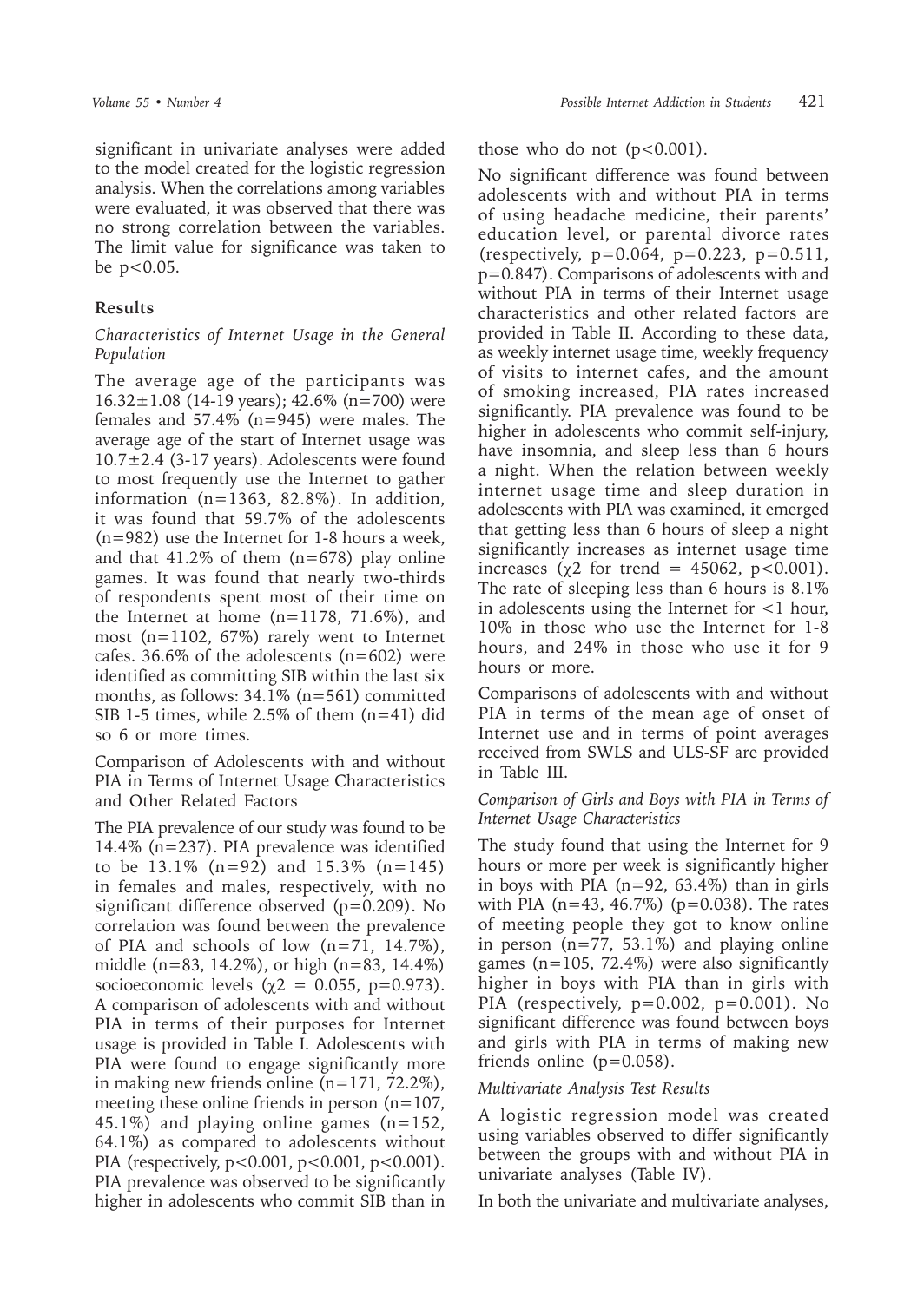significant in univariate analyses were added to the model created for the logistic regression analysis. When the correlations among variables were evaluated, it was observed that there was no strong correlation between the variables. The limit value for significance was taken to be $p<0.05$.

## Results

### *Characteristics of Internet Usage in the General Population*

The average age of the participants was 16.32±1.08 (14-19 years); 42.6% (n=700) were females and 57.4% (n=945) were males. The average age of the start of Internet usage was 10.7±2.4 (3-17 years). Adolescents were found to most frequently use the Internet to gather information (n=1363, 82.8%). In addition, it was found that 59.7% of the adolescents (n=982) use the Internet for 1-8 hours a week, and that 41.2% of them (n=678) play online games. It was found that nearly two-thirds of respondents spent most of their time on the Internet at home (n=1178, 71.6%), and most (n=1102, 67%) rarely went to Internet cafes. 36.6% of the adolescents (n=602) were identified as committing SIB within the last six months, as follows: 34.1% (n=561) committed SIB 1-5 times, while 2.5% of them (n=41) did so 6 or more times.

### Comparison of Adolescents with and without PIA in Terms of Internet Usage Characteristics and Other Related Factors

The PIA prevalence of our study was found to be 14.4% (n=237). PIA prevalence was identified to be 13.1% (n=92) and 15.3% (n=145) in females and males, respectively, with no significant difference observed ($p=0.209$). No correlation was found between the prevalence of PIA and schools of low (n=71, 14.7%), middle (n=83, 14.2%), or high (n=83, 14.4%) socioeconomic levels ($\chi^2$ = 0.055, $p=0.973$). A comparison of adolescents with and without PIA in terms of their purposes for Internet usage is provided in Table I. Adolescents with PIA were found to engage significantly more in making new friends online (n=171, 72.2%), meeting these online friends in person (n=107, 45.1%) and playing online games (n=152, 64.1%) as compared to adolescents without PIA (respectively, $p<0.001$, $p<0.001$, $p<0.001$). PIA prevalence was observed to be significantly higher in adolescents who commit SIB than in those who do not ($p<0.001$).

No significant difference was found between adolescents with and without PIA in terms of using headache medicine, their parents' education level, or parental divorce rates (respectively, $p=0.064$, $p=0.223$, $p=0.511$, $p=0.847$). Comparisons of adolescents with and without PIA in terms of their Internet usage characteristics and other related factors are provided in Table II. According to these data, as weekly internet usage time, weekly frequency of visits to internet cafes, and the amount of smoking increased, PIA rates increased significantly. PIA prevalence was found to be higher in adolescents who commit self-injury, have insomnia, and sleep less than 6 hours a night. When the relation between weekly internet usage time and sleep duration in adolescents with PIA was examined, it emerged that getting less than 6 hours of sleep a night significantly increases as internet usage time increases ($\chi^2$ for trend = 45062, $p<0.001$). The rate of sleeping less than 6 hours is 8.1% in adolescents using the Internet for <1 hour, 10% in those who use the Internet for 1-8 hours, and 24% in those who use it for 9 hours or more.

Comparisons of adolescents with and without PIA in terms of the mean age of onset of Internet use and in terms of point averages received from SWLS and ULS-SF are provided in Table III.

### *Comparison of Girls and Boys with PIA in Terms of Internet Usage Characteristics*

The study found that using the Internet for 9 hours or more per week is significantly higher in boys with PIA (n=92, 63.4%) than in girls with PIA (n=43, 46.7%) ($p=0.038$). The rates of meeting people they got to know online in person (n=77, 53.1%) and playing online games (n=105, 72.4%) were also significantly higher in boys with PIA than in girls with PIA (respectively, $p=0.002$, $p=0.001$). No significant difference was found between boys and girls with PIA in terms of making new friends online ($p=0.058$).

### *Multivariate Analysis Test Results*

A logistic regression model was created using variables observed to differ significantly between the groups with and without PIA in univariate analyses (Table IV).

In both the univariate and multivariate analyses,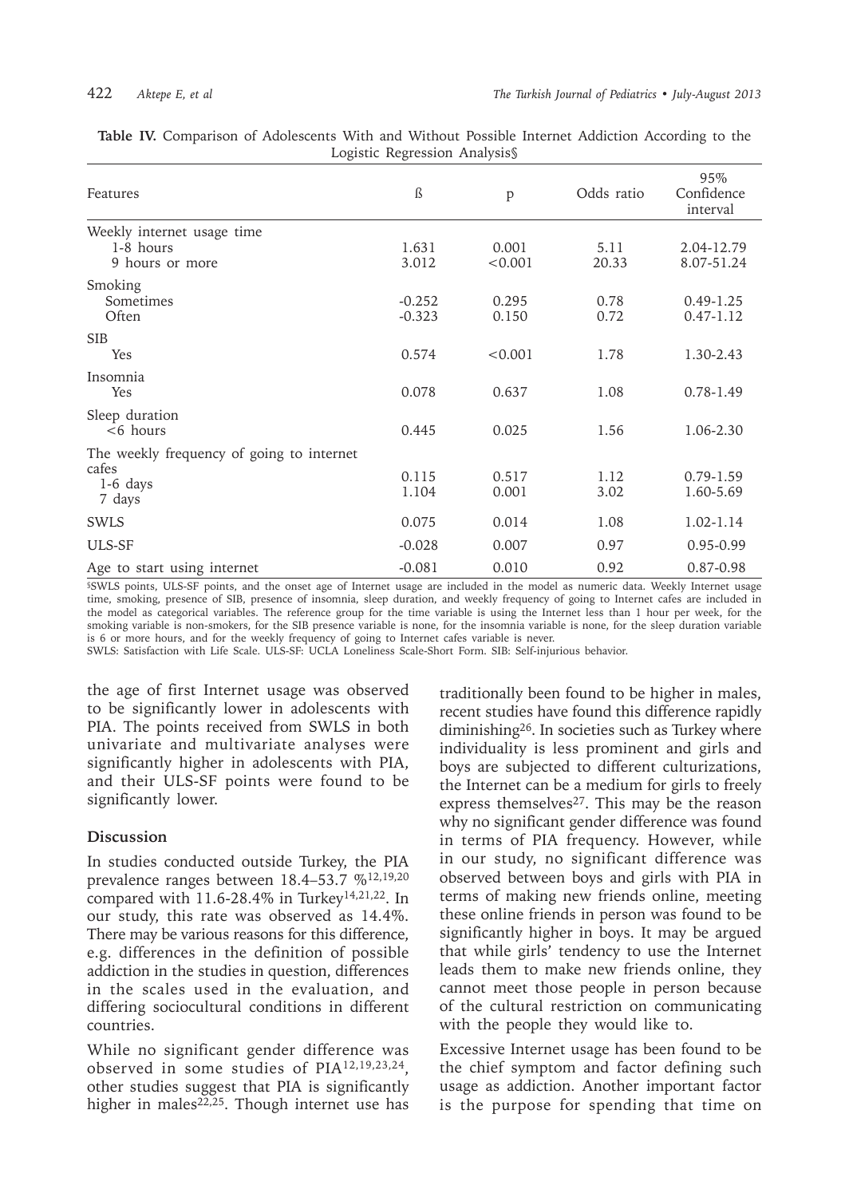**Table IV.** Comparison of Adolescents With and Without Possible Internet Addiction According to the Logistic Regression Analysis§

| Features | ß | p | Odds ratio | 95% Confidence interval |
|---|---|---|---|---|
| Weekly internet usage time | | | | |
| 1-8 hours | 1.631 | 0.001 | 5.11 | 2.04-12.79 |
| 9 hours or more | 3.012 | <0.001 | 20.33 | 8.07-51.24 |
| Smoking | | | | |
| Sometimes | -0.252 | 0.295 | 0.78 | 0.49-1.25 |
| Often | -0.323 | 0.150 | 0.72 | 0.47-1.12 |
| SIB | | | | |
| Yes | 0.574 | <0.001 | 1.78 | 1.30-2.43 |
| Insomnia | | | | |
| Yes | 0.078 | 0.637 | 1.08 | 0.78-1.49 |
| Sleep duration | | | | |
| <6 hours | 0.445 | 0.025 | 1.56 | 1.06-2.30 |
| The weekly frequency of going to internet cafes | | | | |
| 1-6 days | 0.115 | 0.517 | 1.12 | 0.79-1.59 |
| 7 days | 1.104 | 0.001 | 3.02 | 1.60-5.69 |
| SWLS | 0.075 | 0.014 | 1.08 | 1.02-1.14 |
| ULS-SF | -0.028 | 0.007 | 0.97 | 0.95-0.99 |
| Age to start using internet | -0.081 | 0.010 | 0.92 | 0.87-0.98 |

§SWLS points, ULS-SF points, and the onset age of Internet usage are included in the model as numeric data. Weekly Internet usage time, smoking, presence of SIB, presence of insomnia, sleep duration, and weekly frequency of going to Internet cafes are included in the model as categorical variables. The reference group for the time variable is using the Internet less than 1 hour per week, for the smoking variable is non-smokers, for the SIB presence variable is none, for the insomnia variable is none, for the sleep duration variable is 6 or more hours, and for the weekly frequency of going to Internet cafes variable is never.
SWLS: Satisfaction with Life Scale. ULS-SF: UCLA Loneliness Scale-Short Form. SIB: Self-injurious behavior.

the age of first Internet usage was observed to be significantly lower in adolescents with PIA. The points received from SWLS in both univariate and multivariate analyses were significantly higher in adolescents with PIA, and their ULS-SF points were found to be significantly lower.

## Discussion

In studies conducted outside Turkey, the PIA prevalence ranges between 18.4–53.7 %[12,19,20] compared with 11.6-28.4% in Turkey[14,21,22]. In our study, this rate was observed as 14.4%. There may be various reasons for this difference, e.g. differences in the definition of possible addiction in the studies in question, differences in the scales used in the evaluation, and differing sociocultural conditions in different countries.

While no significant gender difference was observed in some studies of PIA[12,19,23,24], other studies suggest that PIA is significantly higher in males[22,25]. Though internet use has traditionally been found to be higher in males, recent studies have found this difference rapidly diminishing[26]. In societies such as Turkey where individuality is less prominent and girls and boys are subjected to different culturizations, the Internet can be a medium for girls to freely express themselves[27]. This may be the reason why no significant gender difference was found in terms of PIA frequency. However, while in our study, no significant difference was observed between boys and girls with PIA in terms of making new friends online, meeting these online friends in person was found to be significantly higher in boys. It may be argued that while girls' tendency to use the Internet leads them to make new friends online, they cannot meet those people in person because of the cultural restriction on communicating with the people they would like to.

Excessive Internet usage has been found to be the chief symptom and factor defining such usage as addiction. Another important factor is the purpose for spending that time on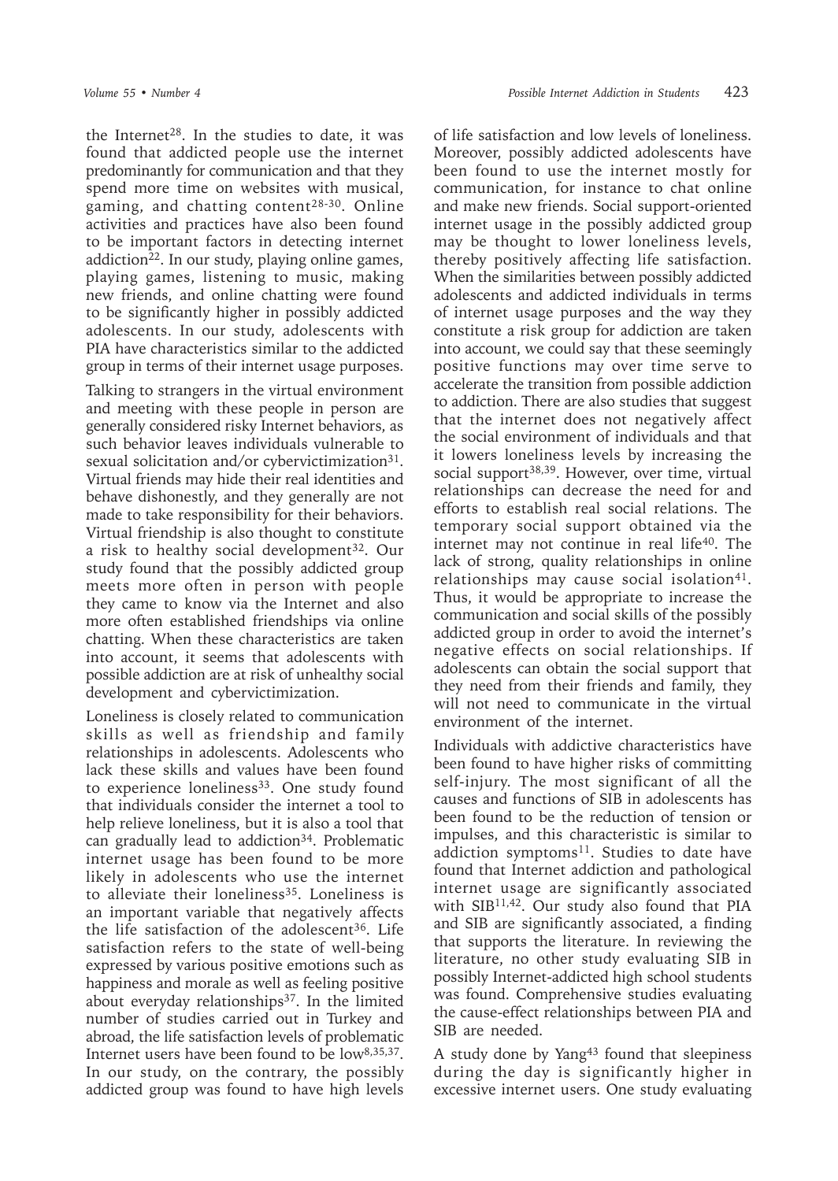the Internet[28]. In the studies to date, it was found that addicted people use the internet predominantly for communication and that they spend more time on websites with musical, gaming, and chatting content[28-30]. Online activities and practices have also been found to be important factors in detecting internet addiction[22]. In our study, playing online games, playing games, listening to music, making new friends, and online chatting were found to be significantly higher in possibly addicted adolescents. In our study, adolescents with PIA have characteristics similar to the addicted group in terms of their internet usage purposes.

Talking to strangers in the virtual environment and meeting with these people in person are generally considered risky Internet behaviors, as such behavior leaves individuals vulnerable to sexual solicitation and/or cybervictimization[31]. Virtual friends may hide their real identities and behave dishonestly, and they generally are not made to take responsibility for their behaviors. Virtual friendship is also thought to constitute a risk to healthy social development[32]. Our study found that the possibly addicted group meets more often in person with people they came to know via the Internet and also more often established friendships via online chatting. When these characteristics are taken into account, it seems that adolescents with possible addiction are at risk of unhealthy social development and cybervictimization.

Loneliness is closely related to communication skills as well as friendship and family relationships in adolescents. Adolescents who lack these skills and values have been found to experience loneliness[33]. One study found that individuals consider the internet a tool to help relieve loneliness, but it is also a tool that can gradually lead to addiction[34]. Problematic internet usage has been found to be more likely in adolescents who use the internet to alleviate their loneliness[35]. Loneliness is an important variable that negatively affects the life satisfaction of the adolescent[36]. Life satisfaction refers to the state of well-being expressed by various positive emotions such as happiness and morale as well as feeling positive about everyday relationships[37]. In the limited number of studies carried out in Turkey and abroad, the life satisfaction levels of problematic Internet users have been found to be low[8,35,37]. In our study, on the contrary, the possibly addicted group was found to have high levels of life satisfaction and low levels of loneliness. Moreover, possibly addicted adolescents have been found to use the internet mostly for communication, for instance to chat online and make new friends. Social support-oriented internet usage in the possibly addicted group may be thought to lower loneliness levels, thereby positively affecting life satisfaction. When the similarities between possibly addicted adolescents and addicted individuals in terms of internet usage purposes and the way they constitute a risk group for addiction are taken into account, we could say that these seemingly positive functions may over time serve to accelerate the transition from possible addiction to addiction. There are also studies that suggest that the internet does not negatively affect the social environment of individuals and that it lowers loneliness levels by increasing the social support[38,39]. However, over time, virtual relationships can decrease the need for and efforts to establish real social relations. The temporary social support obtained via the internet may not continue in real life[40]. The lack of strong, quality relationships in online relationships may cause social isolation[41]. Thus, it would be appropriate to increase the communication and social skills of the possibly addicted group in order to avoid the internet's negative effects on social relationships. If adolescents can obtain the social support that they need from their friends and family, they will not need to communicate in the virtual environment of the internet.

Individuals with addictive characteristics have been found to have higher risks of committing self-injury. The most significant of all the causes and functions of SIB in adolescents has been found to be the reduction of tension or impulses, and this characteristic is similar to addiction symptoms[11]. Studies to date have found that Internet addiction and pathological internet usage are significantly associated with SIB[11,42]. Our study also found that PIA and SIB are significantly associated, a finding that supports the literature. In reviewing the literature, no other study evaluating SIB in possibly Internet-addicted high school students was found. Comprehensive studies evaluating the cause-effect relationships between PIA and SIB are needed.

A study done by Yang[43] found that sleepiness during the day is significantly higher in excessive internet users. One study evaluating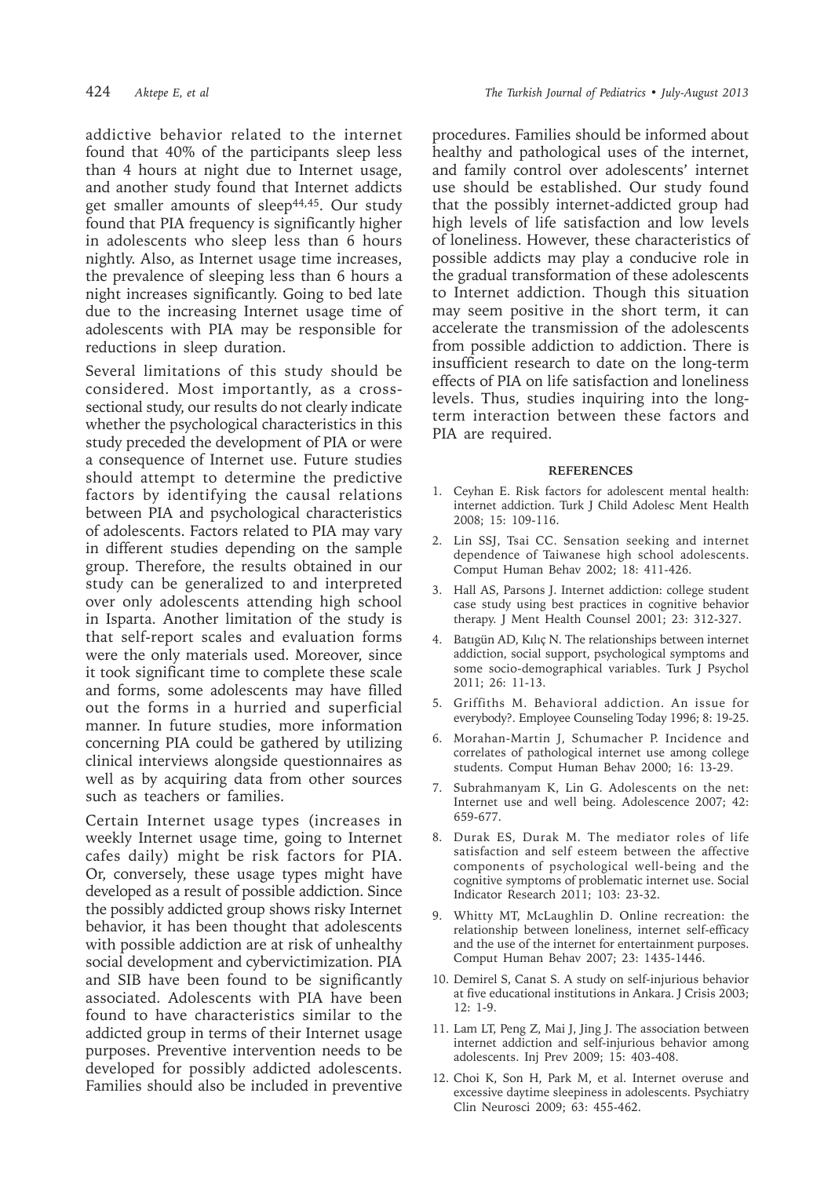addictive behavior related to the internet found that 40% of the participants sleep less than 4 hours at night due to Internet usage, and another study found that Internet addicts get smaller amounts of sleep[44,45]. Our study found that PIA frequency is significantly higher in adolescents who sleep less than 6 hours nightly. Also, as Internet usage time increases, the prevalence of sleeping less than 6 hours a night increases significantly. Going to bed late due to the increasing Internet usage time of adolescents with PIA may be responsible for reductions in sleep duration.

Several limitations of this study should be considered. Most importantly, as a cross-sectional study, our results do not clearly indicate whether the psychological characteristics in this study preceded the development of PIA or were a consequence of Internet use. Future studies should attempt to determine the predictive factors by identifying the causal relations between PIA and psychological characteristics of adolescents. Factors related to PIA may vary in different studies depending on the sample group. Therefore, the results obtained in our study can be generalized to and interpreted over only adolescents attending high school in Isparta. Another limitation of the study is that self-report scales and evaluation forms were the only materials used. Moreover, since it took significant time to complete these scale and forms, some adolescents may have filled out the forms in a hurried and superficial manner. In future studies, more information concerning PIA could be gathered by utilizing clinical interviews alongside questionnaires as well as by acquiring data from other sources such as teachers or families.

Certain Internet usage types (increases in weekly Internet usage time, going to Internet cafes daily) might be risk factors for PIA. Or, conversely, these usage types might have developed as a result of possible addiction. Since the possibly addicted group shows risky Internet behavior, it has been thought that adolescents with possible addiction are at risk of unhealthy social development and cybervictimization. PIA and SIB have been found to be significantly associated. Adolescents with PIA have been found to have characteristics similar to the addicted group in terms of their Internet usage purposes. Preventive intervention needs to be developed for possibly addicted adolescents. Families should also be included in preventive procedures. Families should be informed about healthy and pathological uses of the internet, and family control over adolescents' internet use should be established. Our study found that the possibly internet-addicted group had high levels of life satisfaction and low levels of loneliness. However, these characteristics of possible addicts may play a conducive role in the gradual transformation of these adolescents to Internet addiction. Though this situation may seem positive in the short term, it can accelerate the transmission of the adolescents from possible addiction to addiction. There is insufficient research to date on the long-term effects of PIA on life satisfaction and loneliness levels. Thus, studies inquiring into the long-term interaction between these factors and PIA are required.

## REFERENCES

1. Ceyhan E. Risk factors for adolescent mental health: internet addiction. Turk J Child Adolesc Ment Health 2008; 15: 109-116.
2. Lin SSJ, Tsai CC. Sensation seeking and internet dependence of Taiwanese high school adolescents. Comput Human Behav 2002; 18: 411-426.
3. Hall AS, Parsons J. Internet addiction: college student case study using best practices in cognitive behavior therapy. J Ment Health Counsel 2001; 23: 312-327.
4. Batıgün AD, Kılıç N. The relationships between internet addiction, social support, psychological symptoms and some socio-demographical variables. Turk J Psychol 2011; 26: 11-13.
5. Griffiths M. Behavioral addiction. An issue for everybody?. Employee Counseling Today 1996; 8: 19-25.
6. Morahan-Martin J, Schumacher P. Incidence and correlates of pathological internet use among college students. Comput Human Behav 2000; 16: 13-29.
7. Subrahmanyam K, Lin G. Adolescents on the net: Internet use and well being. Adolescence 2007; 42: 659-677.
8. Durak ES, Durak M. The mediator roles of life satisfaction and self esteem between the affective components of psychological well-being and the cognitive symptoms of problematic internet use. Social Indicator Research 2011; 103: 23-32.
9. Whitty MT, McLaughlin D. Online recreation: the relationship between loneliness, internet self-efficacy and the use of the internet for entertainment purposes. Comput Human Behav 2007; 23: 1435-1446.
10. Demirel S, Canat S. A study on self-injurious behavior at five educational institutions in Ankara. J Crisis 2003; 12: 1-9.
11. Lam LT, Peng Z, Mai J, Jing J. The association between internet addiction and self-injurious behavior among adolescents. Inj Prev 2009; 15: 403-408.
12. Choi K, Son H, Park M, et al. Internet overuse and excessive daytime sleepiness in adolescents. Psychiatry Clin Neurosci 2009; 63: 455-462.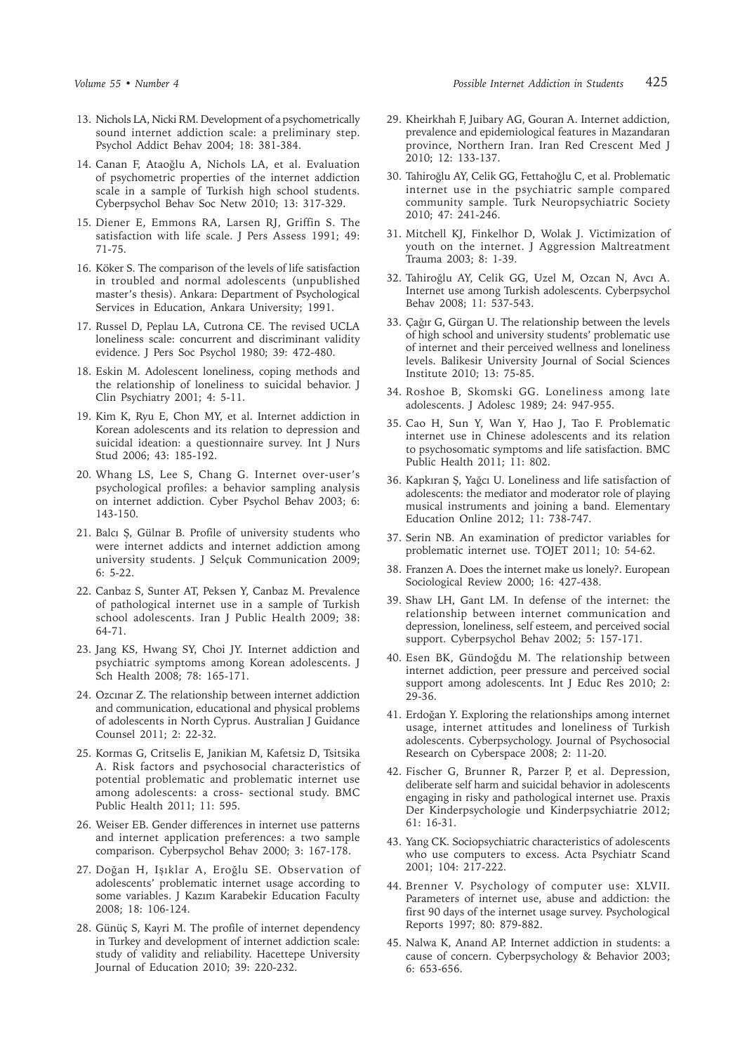13. Nichols LA, Nicki RM. Development of a psychometrically sound internet addiction scale: a preliminary step. Psychol Addict Behav 2004; 18: 381-384.
14. Canan F, Ataoğlu A, Nichols LA, et al. Evaluation of psychometric properties of the internet addiction scale in a sample of Turkish high school students. Cyberpsychol Behav Soc Netw 2010; 13: 317-329.
15. Diener E, Emmons RA, Larsen RJ, Griffin S. The satisfaction with life scale. J Pers Assess 1991; 49: 71-75.
16. Köker S. The comparison of the levels of life satisfaction in troubled and normal adolescents (unpublished master's thesis). Ankara: Department of Psychological Services in Education, Ankara University; 1991.
17. Russel D, Peplau LA, Cutrona CE. The revised UCLA loneliness scale: concurrent and discriminant validity evidence. J Pers Soc Psychol 1980; 39: 472-480.
18. Eskin M. Adolescent loneliness, coping methods and the relationship of loneliness to suicidal behavior. J Clin Psychiatry 2001; 4: 5-11.
19. Kim K, Ryu E, Chon MY, et al. Internet addiction in Korean adolescents and its relation to depression and suicidal ideation: a questionnaire survey. Int J Nurs Stud 2006; 43: 185-192.
20. Whang LS, Lee S, Chang G. Internet over-user's psychological profiles: a behavior sampling analysis on internet addiction. Cyber Psychol Behav 2003; 6: 143-150.
21. Balcı Ş, Gülnar B. Profile of university students who were internet addicts and internet addiction among university students. J Selçuk Communication 2009; 6: 5-22.
22. Canbaz S, Sunter AT, Peksen Y, Canbaz M. Prevalence of pathological internet use in a sample of Turkish school adolescents. Iran J Public Health 2009; 38: 64-71.
23. Jang KS, Hwang SY, Choi JY. Internet addiction and psychiatric symptoms among Korean adolescents. J Sch Health 2008; 78: 165-171.
24. Ozcınar Z. The relationship between internet addiction and communication, educational and physical problems of adolescents in North Cyprus. Australian J Guidance Counsel 2011; 2: 22-32.
25. Kormas G, Critselis E, Janikian M, Kafetsiz D, Tsitsika A. Risk factors and psychosocial characteristics of potential problematic and problematic internet use among adolescents: a cross- sectional study. BMC Public Health 2011; 11: 595.
26. Weiser EB. Gender differences in internet use patterns and internet application preferences: a two sample comparison. Cyberpsychol Behav 2000; 3: 167-178.
27. Doğan H, Işıklar A, Eroğlu SE. Observation of adolescents' problematic internet usage according to some variables. J Kazım Karabekir Education Faculty 2008; 18: 106-124.
28. Günüç S, Kayri M. The profile of internet dependency in Turkey and development of internet addiction scale: study of validity and reliability. Hacettepe University Journal of Education 2010; 39: 220-232.
29. Kheirkhah F, Juibary AG, Gouran A. Internet addiction, prevalence and epidemiological features in Mazandaran province, Northern Iran. Iran Red Crescent Med J 2010; 12: 133-137.
30. Tahiroğlu AY, Celik GG, Fettahoğlu C, et al. Problematic internet use in the psychiatric sample compared community sample. Turk Neuropsychiatric Society 2010; 47: 241-246.
31. Mitchell KJ, Finkelhor D, Wolak J. Victimization of youth on the internet. J Aggression Maltreatment Trauma 2003; 8: 1-39.
32. Tahiroğlu AY, Celik GG, Uzel M, Ozcan N, Avcı A. Internet use among Turkish adolescents. Cyberpsychol Behav 2008; 11: 537-543.
33. Çağır G, Gürgan U. The relationship between the levels of high school and university students' problematic use of internet and their perceived wellness and loneliness levels. Balikesir University Journal of Social Sciences Institute 2010; 13: 75-85.
34. Roshoe B, Skomski GG. Loneliness among late adolescents. J Adolesc 1989; 24: 947-955.
35. Cao H, Sun Y, Wan Y, Hao J, Tao F. Problematic internet use in Chinese adolescents and its relation to psychosomatic symptoms and life satisfaction. BMC Public Health 2011; 11: 802.
36. Kapkıran Ş, Yağcı U. Loneliness and life satisfaction of adolescents: the mediator and moderator role of playing musical instruments and joining a band. Elementary Education Online 2012; 11: 738-747.
37. Serin NB. An examination of predictor variables for problematic internet use. TOJET 2011; 10: 54-62.
38. Franzen A. Does the internet make us lonely?. European Sociological Review 2000; 16: 427-438.
39. Shaw LH, Gant LM. In defense of the internet: the relationship between internet communication and depression, loneliness, self esteem, and perceived social support. Cyberpsychol Behav 2002; 5: 157-171.
40. Esen BK, Gündoğdu M. The relationship between internet addiction, peer pressure and perceived social support among adolescents. Int J Educ Res 2010; 2: 29-36.
41. Erdoğan Y. Exploring the relationships among internet usage, internet attitudes and loneliness of Turkish adolescents. Cyberpsychology. Journal of Psychosocial Research on Cyberspace 2008; 2: 11-20.
42. Fischer G, Brunner R, Parzer P, et al. Depression, deliberate self harm and suicidal behavior in adolescents engaging in risky and pathological internet use. Praxis Der Kinderpsychologie und Kinderpsychiatrie 2012; 61: 16-31.
43. Yang CK. Sociopsychiatric characteristics of adolescents who use computers to excess. Acta Psychiatr Scand 2001; 104: 217-222.
44. Brenner V. Psychology of computer use: XLVII. Parameters of internet use, abuse and addiction: the first 90 days of the internet usage survey. Psychological Reports 1997; 80: 879-882.
45. Nalwa K, Anand AP. Internet addiction in students: a cause of concern. Cyberpsychology & Behavior 2003; 6: 653-656.